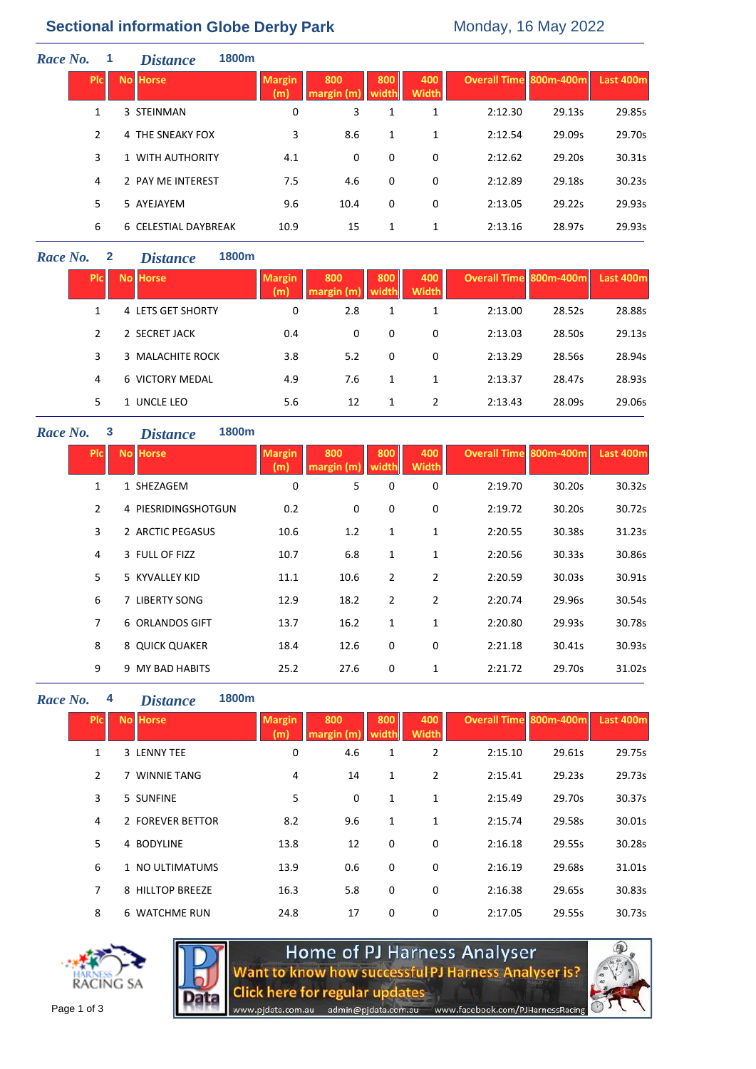# Sectional information Globe Derby Park

Monday, 16 May 2022

## *Race No.* 1 *Distance* 1800m

| Plc | No | Horse | Margin (m) | 800 margin (m) | 800 width | 400 Width | Overall Time | 800m-400m | Last 400m |
|---|---|---|---|---|---|---|---|---|---|
| 1 | 3 | STEINMAN | 0 | 3 | 1 | 1 | 2:12.30 | 29.13s | 29.85s |
| 2 | 4 | THE SNEAKY FOX | 3 | 8.6 | 1 | 1 | 2:12.54 | 29.09s | 29.70s |
| 3 | 1 | WITH AUTHORITY | 4.1 | 0 | 0 | 0 | 2:12.62 | 29.20s | 30.31s |
| 4 | 2 | PAY ME INTEREST | 7.5 | 4.6 | 0 | 0 | 2:12.89 | 29.18s | 30.23s |
| 5 | 5 | AYEJAYEM | 9.6 | 10.4 | 0 | 0 | 2:13.05 | 29.22s | 29.93s |
| 6 | 6 | CELESTIAL DAYBREAK | 10.9 | 15 | 1 | 1 | 2:13.16 | 28.97s | 29.93s |

## *Race No.* 2 *Distance* 1800m

| Plc | No | Horse | Margin (m) | 800 margin (m) | 800 width | 400 Width | Overall Time | 800m-400m | Last 400m |
|---|---|---|---|---|---|---|---|---|---|
| 1 | 4 | LETS GET SHORTY | 0 | 2.8 | 1 | 1 | 2:13.00 | 28.52s | 28.88s |
| 2 | 2 | SECRET JACK | 0.4 | 0 | 0 | 0 | 2:13.03 | 28.50s | 29.13s |
| 3 | 3 | MALACHITE ROCK | 3.8 | 5.2 | 0 | 0 | 2:13.29 | 28.56s | 28.94s |
| 4 | 6 | VICTORY MEDAL | 4.9 | 7.6 | 1 | 1 | 2:13.37 | 28.47s | 28.93s |
| 5 | 1 | UNCLE LEO | 5.6 | 12 | 1 | 2 | 2:13.43 | 28.09s | 29.06s |

## *Race No.* 3 *Distance* 1800m

| Plc | No | Horse | Margin (m) | 800 margin (m) | 800 width | 400 Width | Overall Time | 800m-400m | Last 400m |
|---|---|---|---|---|---|---|---|---|---|
| 1 | 1 | SHEZAGEM | 0 | 5 | 0 | 0 | 2:19.70 | 30.20s | 30.32s |
| 2 | 4 | PIESRIDINGSHOTGUN | 0.2 | 0 | 0 | 0 | 2:19.72 | 30.20s | 30.72s |
| 3 | 2 | ARCTIC PEGASUS | 10.6 | 1.2 | 1 | 1 | 2:20.55 | 30.38s | 31.23s |
| 4 | 3 | FULL OF FIZZ | 10.7 | 6.8 | 1 | 1 | 2:20.56 | 30.33s | 30.86s |
| 5 | 5 | KYVALLEY KID | 11.1 | 10.6 | 2 | 2 | 2:20.59 | 30.03s | 30.91s |
| 6 | 7 | LIBERTY SONG | 12.9 | 18.2 | 2 | 2 | 2:20.74 | 29.96s | 30.54s |
| 7 | 6 | ORLANDOS GIFT | 13.7 | 16.2 | 1 | 1 | 2:20.80 | 29.93s | 30.78s |
| 8 | 8 | QUICK QUAKER | 18.4 | 12.6 | 0 | 0 | 2:21.18 | 30.41s | 30.93s |
| 9 | 9 | MY BAD HABITS | 25.2 | 27.6 | 0 | 1 | 2:21.72 | 29.70s | 31.02s |

## *Race No.* 4 *Distance* 1800m

| Plc | No | Horse | Margin (m) | 800 margin (m) | 800 width | 400 Width | Overall Time | 800m-400m | Last 400m |
|---|---|---|---|---|---|---|---|---|---|
| 1 | 3 | LENNY TEE | 0 | 4.6 | 1 | 2 | 2:15.10 | 29.61s | 29.75s |
| 2 | 7 | WINNIE TANG | 4 | 14 | 1 | 2 | 2:15.41 | 29.23s | 29.73s |
| 3 | 5 | SUNFINE | 5 | 0 | 1 | 1 | 2:15.49 | 29.70s | 30.37s |
| 4 | 2 | FOREVER BETTOR | 8.2 | 9.6 | 1 | 1 | 2:15.74 | 29.58s | 30.01s |
| 5 | 4 | BODYLINE | 13.8 | 12 | 0 | 0 | 2:16.18 | 29.55s | 30.28s |
| 6 | 1 | NO ULTIMATUMS | 13.9 | 0.6 | 0 | 0 | 2:16.19 | 29.68s | 31.01s |
| 7 | 8 | HILLTOP BREEZE | 16.3 | 5.8 | 0 | 0 | 2:16.38 | 29.65s | 30.83s |
| 8 | 6 | WATCHME RUN | 24.8 | 17 | 0 | 0 | 2:17.05 | 29.55s | 30.73s |

HARNESS RACING SA

Home of PJ Harness Analyser
Want to know how successful PJ Harness Analyser is?
Click here for regular updates
www.pjdata.com.au admin@pjdata.com.au www.facebook.com/PJHarnessRacing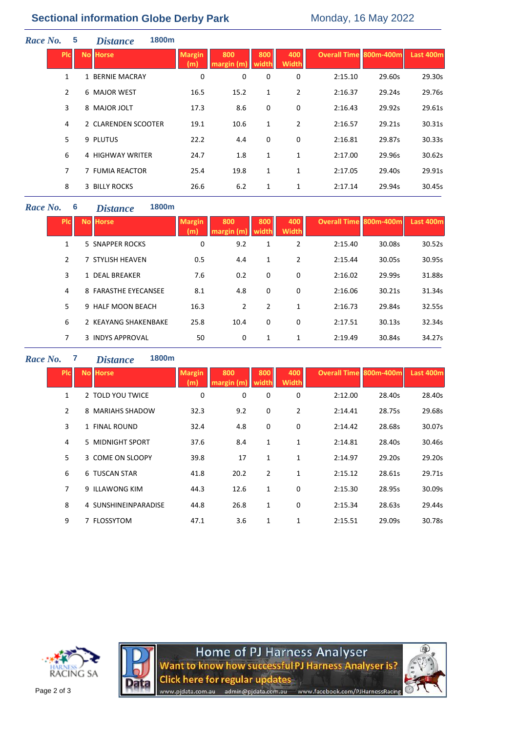## Sectional information Globe Derby Park

Monday, 16 May 2022

### Race No. 5 Distance 1800m

| Plc | No | Horse | Margin (m) | 800 margin (m) | 800 width | 400 Width | Overall Time | 800m-400m | Last 400m |
|---|---|---|---|---|---|---|---|---|---|
| 1 | 1 | BERNIE MACRAY | 0 | 0 | 0 | 0 | 2:15.10 | 29.60s | 29.30s |
| 2 | 6 | MAJOR WEST | 16.5 | 15.2 | 1 | 2 | 2:16.37 | 29.24s | 29.76s |
| 3 | 8 | MAJOR JOLT | 17.3 | 8.6 | 0 | 0 | 2:16.43 | 29.92s | 29.61s |
| 4 | 2 | CLARENDEN SCOOTER | 19.1 | 10.6 | 1 | 2 | 2:16.57 | 29.21s | 30.31s |
| 5 | 9 | PLUTUS | 22.2 | 4.4 | 0 | 0 | 2:16.81 | 29.87s | 30.33s |
| 6 | 4 | HIGHWAY WRITER | 24.7 | 1.8 | 1 | 1 | 2:17.00 | 29.96s | 30.62s |
| 7 | 7 | FUMIA REACTOR | 25.4 | 19.8 | 1 | 1 | 2:17.05 | 29.40s | 29.91s |
| 8 | 3 | BILLY ROCKS | 26.6 | 6.2 | 1 | 1 | 2:17.14 | 29.94s | 30.45s |

### Race No. 6 Distance 1800m

| Plc | No | Horse | Margin (m) | 800 margin (m) | 800 width | 400 Width | Overall Time | 800m-400m | Last 400m |
|---|---|---|---|---|---|---|---|---|---|
| 1 | 5 | SNAPPER ROCKS | 0 | 9.2 | 1 | 2 | 2:15.40 | 30.08s | 30.52s |
| 2 | 7 | STYLISH HEAVEN | 0.5 | 4.4 | 1 | 2 | 2:15.44 | 30.05s | 30.95s |
| 3 | 1 | DEAL BREAKER | 7.6 | 0.2 | 0 | 0 | 2:16.02 | 29.99s | 31.88s |
| 4 | 8 | FARASTHE EYECANSEE | 8.1 | 4.8 | 0 | 0 | 2:16.06 | 30.21s | 31.34s |
| 5 | 9 | HALF MOON BEACH | 16.3 | 2 | 2 | 1 | 2:16.73 | 29.84s | 32.55s |
| 6 | 2 | KEAYANG SHAKENBAKE | 25.8 | 10.4 | 0 | 0 | 2:17.51 | 30.13s | 32.34s |
| 7 | 3 | INDYS APPROVAL | 50 | 0 | 1 | 1 | 2:19.49 | 30.84s | 34.27s |

### Race No. 7 Distance 1800m

| Plc | No | Horse | Margin (m) | 800 margin (m) | 800 width | 400 Width | Overall Time | 800m-400m | Last 400m |
|---|---|---|---|---|---|---|---|---|---|
| 1 | 2 | TOLD YOU TWICE | 0 | 0 | 0 | 0 | 2:12.00 | 28.40s | 28.40s |
| 2 | 8 | MARIAHS SHADOW | 32.3 | 9.2 | 0 | 2 | 2:14.41 | 28.75s | 29.68s |
| 3 | 1 | FINAL ROUND | 32.4 | 4.8 | 0 | 0 | 2:14.42 | 28.68s | 30.07s |
| 4 | 5 | MIDNIGHT SPORT | 37.6 | 8.4 | 1 | 1 | 2:14.81 | 28.40s | 30.46s |
| 5 | 3 | COME ON SLOOPY | 39.8 | 17 | 1 | 1 | 2:14.97 | 29.20s | 29.20s |
| 6 | 6 | TUSCAN STAR | 41.8 | 20.2 | 2 | 1 | 2:15.12 | 28.61s | 29.71s |
| 7 | 9 | ILLAWONG KIM | 44.3 | 12.6 | 1 | 0 | 2:15.30 | 28.95s | 30.09s |
| 8 | 4 | SUNSHINEINPARADISE | 44.8 | 26.8 | 1 | 0 | 2:15.34 | 28.63s | 29.44s |
| 9 | 7 | FLOSSYTOM | 47.1 | 3.6 | 1 | 1 | 2:15.51 | 29.09s | 30.78s |

HARNESS RACING SA

Home of PJ Harness Analyser
Want to know how successful PJ Harness Analyser is?
Click here for regular updates
www.pjdata.com.au admin@pjdata.com.au www.facebook.com/PJHarnessRacing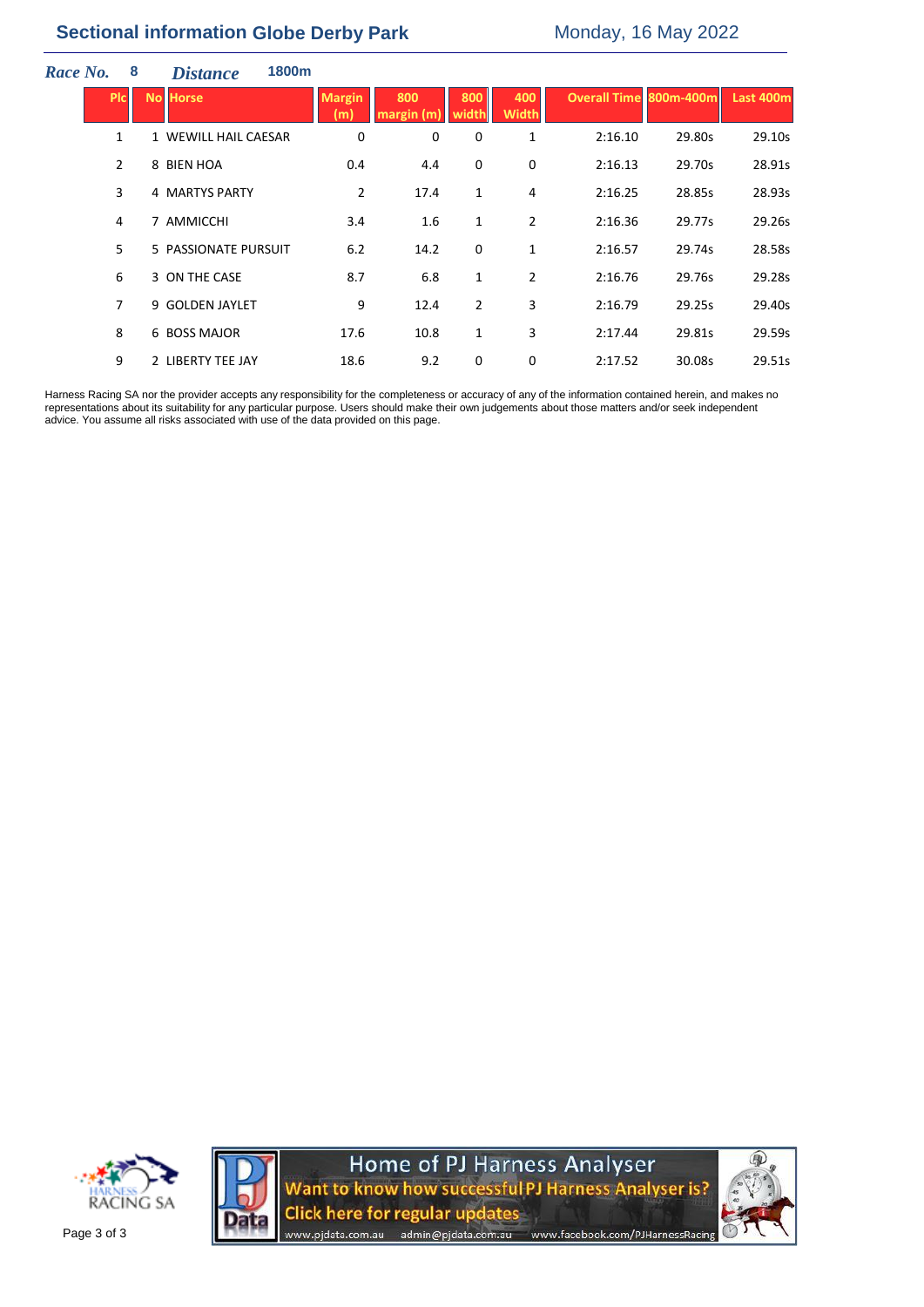# Sectional information Globe Derby Park

Monday, 16 May 2022

***Race No.*** **8** ***Distance*** **1800m**

| Plc | No | Horse | Margin (m) | 800 margin (m) | 800 width | 400 Width | Overall Time | 800m-400m | Last 400m |
|---|---|---|---|---|---|---|---|---|---|
| 1 | 1 | WEWILL HAIL CAESAR | 0 | 0 | 0 | 1 | 2:16.10 | 29.80s | 29.10s |
| 2 | 8 | BIEN HOA | 0.4 | 4.4 | 0 | 0 | 2:16.13 | 29.70s | 28.91s |
| 3 | 4 | MARTYS PARTY | 2 | 17.4 | 1 | 4 | 2:16.25 | 28.85s | 28.93s |
| 4 | 7 | AMMICCHI | 3.4 | 1.6 | 1 | 2 | 2:16.36 | 29.77s | 29.26s |
| 5 | 5 | PASSIONATE PURSUIT | 6.2 | 14.2 | 0 | 1 | 2:16.57 | 29.74s | 28.58s |
| 6 | 3 | ON THE CASE | 8.7 | 6.8 | 1 | 2 | 2:16.76 | 29.76s | 29.28s |
| 7 | 9 | GOLDEN JAYLET | 9 | 12.4 | 2 | 3 | 2:16.79 | 29.25s | 29.40s |
| 8 | 6 | BOSS MAJOR | 17.6 | 10.8 | 1 | 3 | 2:17.44 | 29.81s | 29.59s |
| 9 | 2 | LIBERTY TEE JAY | 18.6 | 9.2 | 0 | 0 | 2:17.52 | 30.08s | 29.51s |

Harness Racing SA nor the provider accepts any responsibility for the completeness or accuracy of any of the information contained herein, and makes no representations about its suitability for any particular purpose. Users should make their own judgements about those matters and/or seek independent advice. You assume all risks associated with use of the data provided on this page.

HARNESS RACING SA

Home of PJ Harness Analyser
Want to know how successful PJ Harness Analyser is?
Click here for regular updates
www.pjdata.com.au admin@pjdata.com.au www.facebook.com/PJHarnessRacing